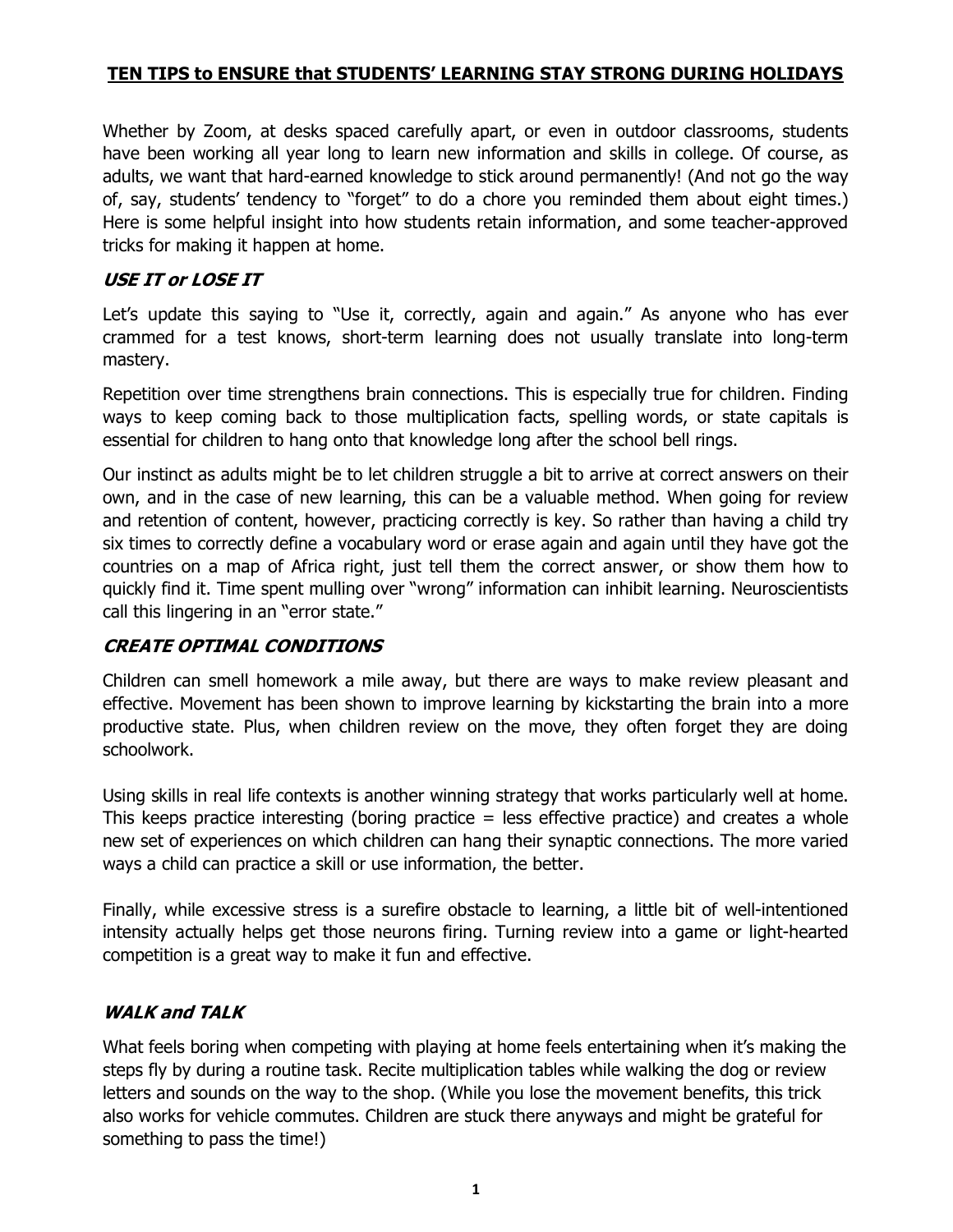# TEN TIPS to ENSURE that STUDENTS' LEARNING STAY STRONG DURING HOLIDAYS

Whether by Zoom, at desks spaced carefully apart, or even in outdoor classrooms, students have been working all year long to learn new information and skills in college. Of course, as adults, we want that hard-earned knowledge to stick around permanently! (And not go the way of, say, students' tendency to "forget" to do a chore you reminded them about eight times.) Here is some helpful insight into how students retain information, and some teacher-approved tricks for making it happen at home.

### *USE IT or LOSE IT*

Let's update this saying to "Use it, correctly, again and again." As anyone who has ever crammed for a test knows, short-term learning does not usually translate into long-term mastery.

Repetition over time strengthens brain connections. This is especially true for children. Finding ways to keep coming back to those multiplication facts, spelling words, or state capitals is essential for children to hang onto that knowledge long after the school bell rings.

Our instinct as adults might be to let children struggle a bit to arrive at correct answers on their own, and in the case of new learning, this can be a valuable method. When going for review and retention of content, however, practicing correctly is key. So rather than having a child try six times to correctly define a vocabulary word or erase again and again until they have got the countries on a map of Africa right, just tell them the correct answer, or show them how to quickly find it. Time spent mulling over "wrong" information can inhibit learning. Neuroscientists call this lingering in an "error state."

### *CREATE OPTIMAL CONDITIONS*

Children can smell homework a mile away, but there are ways to make review pleasant and effective. Movement has been shown to improve learning by kickstarting the brain into a more productive state. Plus, when children review on the move, they often forget they are doing schoolwork.

Using skills in real life contexts is another winning strategy that works particularly well at home. This keeps practice interesting (boring practice = less effective practice) and creates a whole new set of experiences on which children can hang their synaptic connections. The more varied ways a child can practice a skill or use information, the better.

Finally, while excessive stress is a surefire obstacle to learning, a little bit of well-intentioned intensity actually helps get those neurons firing. Turning review into a game or light-hearted competition is a great way to make it fun and effective.

### *WALK and TALK*

What feels boring when competing with playing at home feels entertaining when it's making the steps fly by during a routine task. Recite multiplication tables while walking the dog or review letters and sounds on the way to the shop. (While you lose the movement benefits, this trick also works for vehicle commutes. Children are stuck there anyways and might be grateful for something to pass the time!)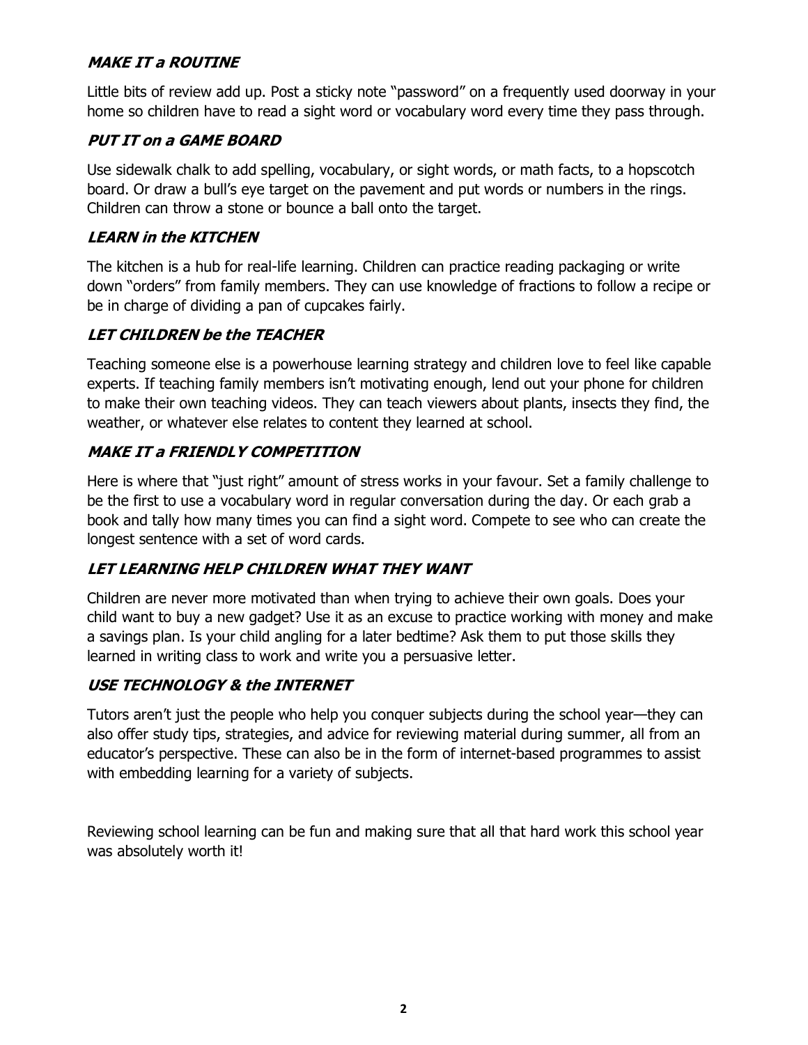### ***MAKE IT a ROUTINE***

Little bits of review add up. Post a sticky note "password" on a frequently used doorway in your home so children have to read a sight word or vocabulary word every time they pass through.

### ***PUT IT on a GAME BOARD***

Use sidewalk chalk to add spelling, vocabulary, or sight words, or math facts, to a hopscotch board. Or draw a bull's eye target on the pavement and put words or numbers in the rings. Children can throw a stone or bounce a ball onto the target.

### ***LEARN in the KITCHEN***

The kitchen is a hub for real-life learning. Children can practice reading packaging or write down "orders" from family members. They can use knowledge of fractions to follow a recipe or be in charge of dividing a pan of cupcakes fairly.

### ***LET CHILDREN be the TEACHER***

Teaching someone else is a powerhouse learning strategy and children love to feel like capable experts. If teaching family members isn't motivating enough, lend out your phone for children to make their own teaching videos. They can teach viewers about plants, insects they find, the weather, or whatever else relates to content they learned at school.

### ***MAKE IT a FRIENDLY COMPETITION***

Here is where that "just right" amount of stress works in your favour. Set a family challenge to be the first to use a vocabulary word in regular conversation during the day. Or each grab a book and tally how many times you can find a sight word. Compete to see who can create the longest sentence with a set of word cards.

### ***LET LEARNING HELP CHILDREN WHAT THEY WANT***

Children are never more motivated than when trying to achieve their own goals. Does your child want to buy a new gadget? Use it as an excuse to practice working with money and make a savings plan. Is your child angling for a later bedtime? Ask them to put those skills they learned in writing class to work and write you a persuasive letter.

### ***USE TECHNOLOGY & the INTERNET***

Tutors aren't just the people who help you conquer subjects during the school year—they can also offer study tips, strategies, and advice for reviewing material during summer, all from an educator's perspective. These can also be in the form of internet-based programmes to assist with embedding learning for a variety of subjects.

Reviewing school learning can be fun and making sure that all that hard work this school year was absolutely worth it!